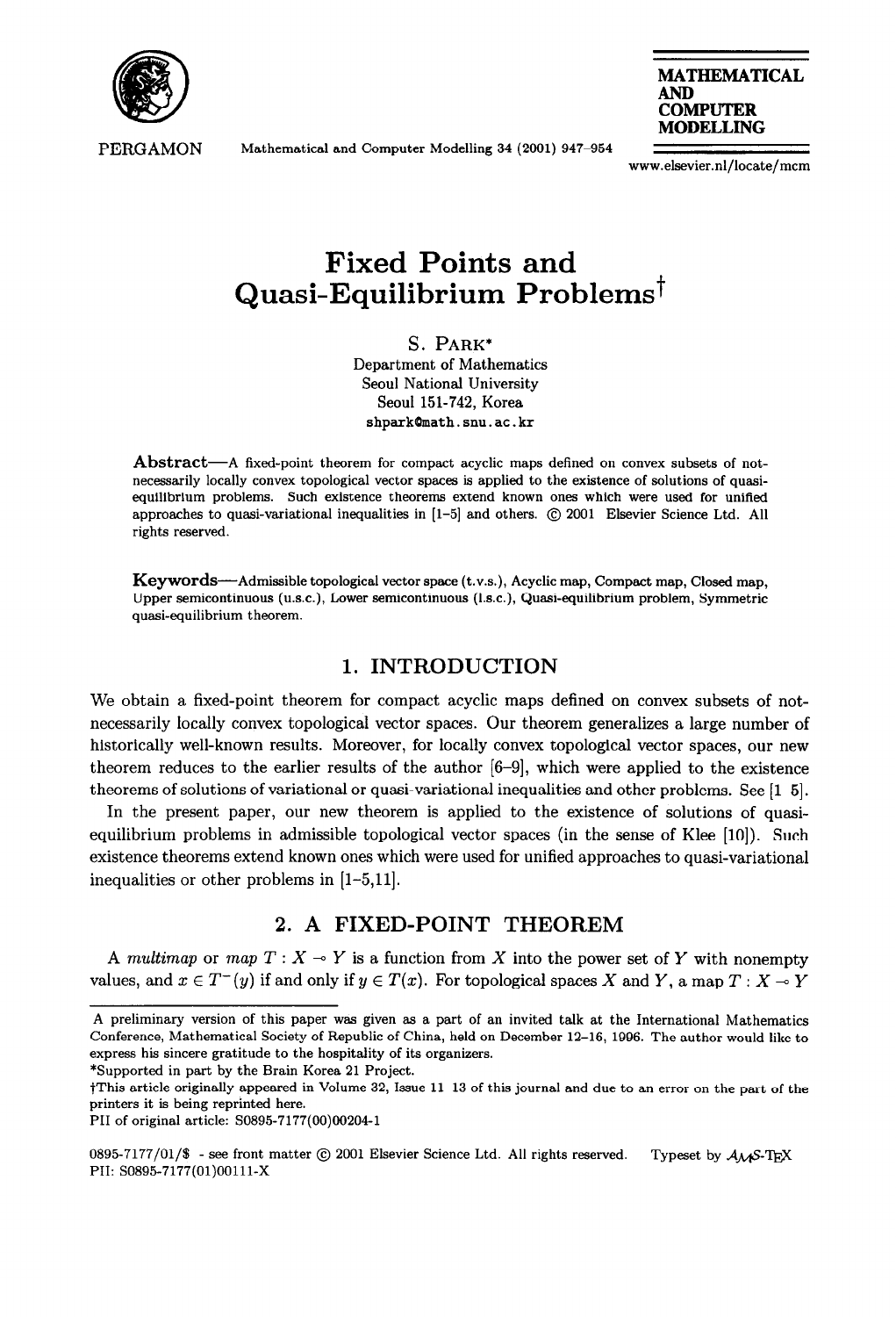# Fixed Points and Quasi-Equilibrium Problems†

S. PARK*
Department of Mathematics
Seoul National University
Seoul 151-742, Korea
shpark@math.snu.ac.kr

**Abstract**—A fixed-point theorem for compact acyclic maps defined on convex subsets of not-necessarily locally convex topological vector spaces is applied to the existence of solutions of quasi-equilibrium problems. Such existence theorems extend known ones which were used for unified approaches to quasi-variational inequalities in [1–5] and others. © 2001 Elsevier Science Ltd. All rights reserved.

**Keywords**—Admissible topological vector space (t.v.s.), Acyclic map, Compact map, Closed map, Upper semicontinuous (u.s.c.), Lower semicontinuous (l.s.c.), Quasi-equilibrium problem, Symmetric quasi-equilibrium theorem.

## 1. INTRODUCTION

We obtain a fixed-point theorem for compact acyclic maps defined on convex subsets of not-necessarily locally convex topological vector spaces. Our theorem generalizes a large number of historically well-known results. Moreover, for locally convex topological vector spaces, our new theorem reduces to the earlier results of the author [6–9], which were applied to the existence theorems of solutions of variational or quasi-variational inequalities and other problems. See [1–5].

In the present paper, our new theorem is applied to the existence of solutions of quasi-equilibrium problems in admissible topological vector spaces (in the sense of Klee [10]). Such existence theorems extend known ones which were used for unified approaches to quasi-variational inequalities or other problems in [1–5,11].

## 2. A FIXED-POINT THEOREM

A *multimap* or *map* $T : X \multimap Y$ is a function from $X$ into the power set of $Y$ with nonempty values, and $x \in T^{-}(y)$ if and only if $y \in T(x)$. For topological spaces $X$ and $Y$, a map $T : X \multimap Y$

---

A preliminary version of this paper was given as a part of an invited talk at the International Mathematics Conference, Mathematical Society of Republic of China, held on December 12–16, 1996. The author would like to express his sincere gratitude to the hospitality of its organizers.

*Supported in part by the Brain Korea 21 Project.

†This article originally appeared in Volume 32, Issue 11–13 of this journal and due to an error on the part of the printers it is being reprinted here.

PII of original article: S0895-7177(00)00204-1

0895-7177/01/$ - see front matter © 2001 Elsevier Science Ltd. All rights reserved. Typeset by $\mathcal{A}_\mathcal{M}\mathcal{S}$-TEX
PII: S0895-7177(01)00111-X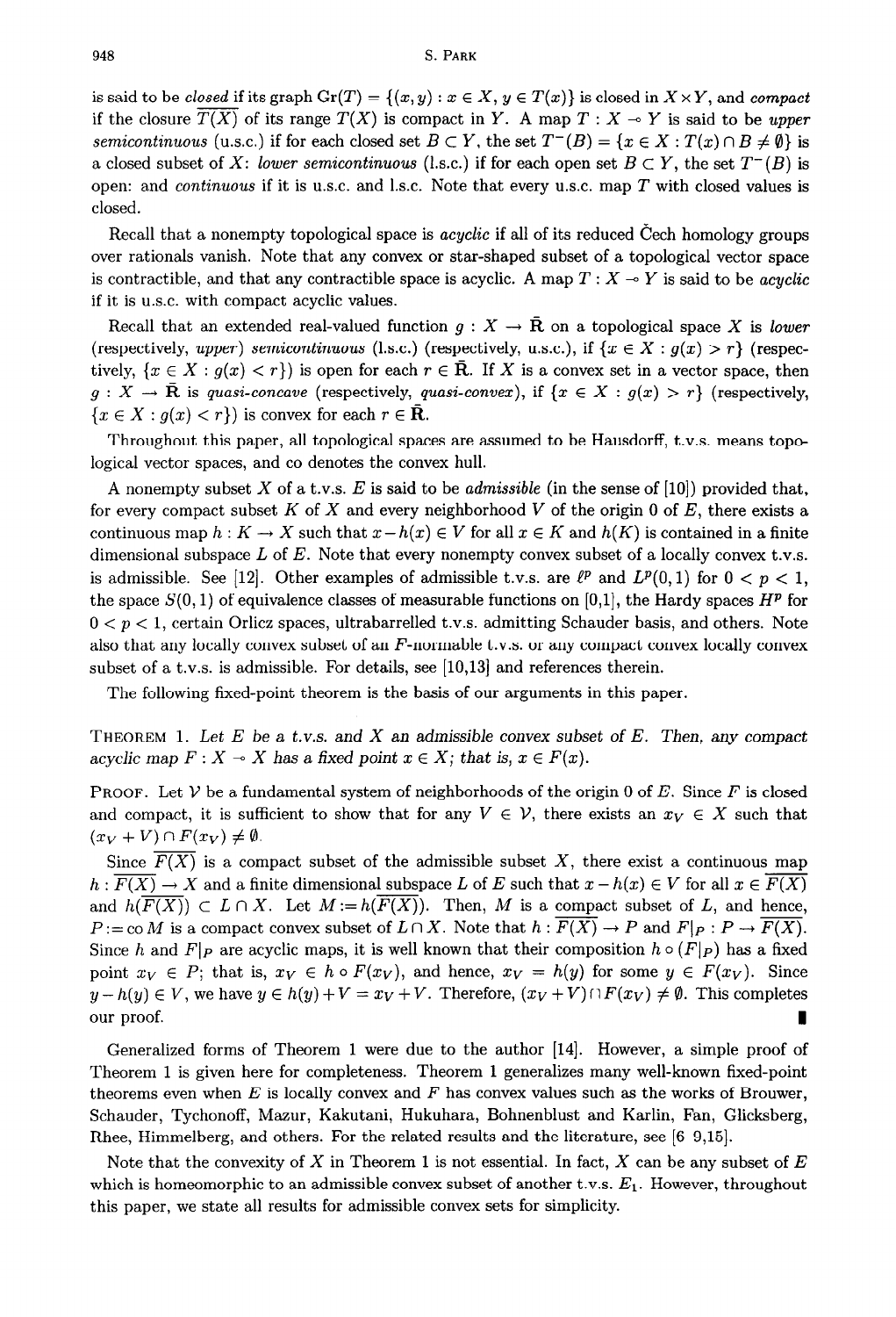is said to be *closed* if its graph $\text{Gr}(T) = \{(x, y) : x \in X, y \in T(x)\}$ is closed in $X \times Y$, and *compact* if the closure $\overline{T(X)}$ of its range $T(X)$ is compact in $Y$. A map $T : X \multimap Y$ is said to be *upper semicontinuous* (u.s.c.) if for each closed set $B \subset Y$, the set $T^-(B) = \{x \in X : T(x) \cap B \neq \emptyset\}$ is a closed subset of $X$: *lower semicontinuous* (l.s.c.) if for each open set $B \subset Y$, the set $T^-(B)$ is open: and *continuous* if it is u.s.c. and l.s.c. Note that every u.s.c. map $T$ with closed values is closed.

Recall that a nonempty topological space is *acyclic* if all of its reduced Čech homology groups over rationals vanish. Note that any convex or star-shaped subset of a topological vector space is contractible, and that any contractible space is acyclic. A map $T : X \multimap Y$ is said to be *acyclic* if it is u.s.c. with compact acyclic values.

Recall that an extended real-valued function $g : X \to \bar{\mathbf{R}}$ on a topological space $X$ is *lower* (respectively, *upper*) *semicontinuous* (l.s.c.) (respectively, u.s.c.), if $\{x \in X : g(x) > r\}$ (respectively, $\{x \in X : g(x) < r\}$) is open for each $r \in \bar{\mathbf{R}}$. If $X$ is a convex set in a vector space, then $g : X \to \bar{\mathbf{R}}$ is *quasi-concave* (respectively, *quasi-convex*), if $\{x \in X : g(x) > r\}$ (respectively, $\{x \in X : g(x) < r\}$) is convex for each $r \in \bar{\mathbf{R}}$.

Throughout this paper, all topological spaces are assumed to be Hausdorff, t.v.s. means topological vector spaces, and co denotes the convex hull.

A nonempty subset $X$ of a t.v.s. $E$ is said to be *admissible* (in the sense of [10]) provided that, for every compact subset $K$ of $X$ and every neighborhood $V$ of the origin $0$ of $E$, there exists a continuous map $h : K \to X$ such that $x - h(x) \in V$ for all $x \in K$ and $h(K)$ is contained in a finite dimensional subspace $L$ of $E$. Note that every nonempty convex subset of a locally convex t.v.s. is admissible. See [12]. Other examples of admissible t.v.s. are $\ell^p$ and $L^p(0,1)$ for $0 < p < 1$, the space $S(0,1)$ of equivalence classes of measurable functions on $[0,1]$, the Hardy spaces $H^p$ for $0 < p < 1$, certain Orlicz spaces, ultrabarrelled t.v.s. admitting Schauder basis, and others. Note also that any locally convex subset of an $F$-normable t.v.s. or any compact convex locally convex subset of a t.v.s. is admissible. For details, see [10,13] and references therein.

The following fixed-point theorem is the basis of our arguments in this paper.

THEOREM 1. *Let $E$ be a t.v.s. and $X$ an admissible convex subset of $E$. Then, any compact acyclic map $F : X \multimap X$ has a fixed point $x \in X$; that is, $x \in F(x)$.*

PROOF. Let $\mathcal{V}$ be a fundamental system of neighborhoods of the origin $0$ of $E$. Since $F$ is closed and compact, it is sufficient to show that for any $V \in \mathcal{V}$, there exists an $x_V \in X$ such that $(x_V + V) \cap F(x_V) \neq \emptyset$.

Since $\overline{F(X)}$ is a compact subset of the admissible subset $X$, there exist a continuous map $h : \overline{F(X)} \to X$ and a finite dimensional subspace $L$ of $E$ such that $x - h(x) \in V$ for all $x \in \overline{F(X)}$ and $h(\overline{F(X)}) \subset L \cap X$. Let $M := h(\overline{F(X)})$. Then, $M$ is a compact subset of $L$, and hence, $P := \text{co}\, M$ is a compact convex subset of $L \cap X$. Note that $h : \overline{F(X)} \to P$ and $F|_P : P \multimap \overline{F(X)}$. Since $h$ and $F|_P$ are acyclic maps, it is well known that their composition $h \circ (F|_P)$ has a fixed point $x_V \in P$; that is, $x_V \in h \circ F(x_V)$, and hence, $x_V = h(y)$ for some $y \in F(x_V)$. Since $y - h(y) \in V$, we have $y \in h(y) + V = x_V + V$. Therefore, $(x_V + V) \cap F(x_V) \neq \emptyset$. This completes our proof. ∎

Generalized forms of Theorem 1 were due to the author [14]. However, a simple proof of Theorem 1 is given here for completeness. Theorem 1 generalizes many well-known fixed-point theorems even when $E$ is locally convex and $F$ has convex values such as the works of Brouwer, Schauder, Tychonoff, Mazur, Kakutani, Hukuhara, Bohnenblust and Karlin, Fan, Glicksberg, Rhee, Himmelberg, and others. For the related results and the literature, see [6-9,15].

Note that the convexity of $X$ in Theorem 1 is not essential. In fact, $X$ can be any subset of $E$ which is homeomorphic to an admissible convex subset of another t.v.s. $E_1$. However, throughout this paper, we state all results for admissible convex sets for simplicity.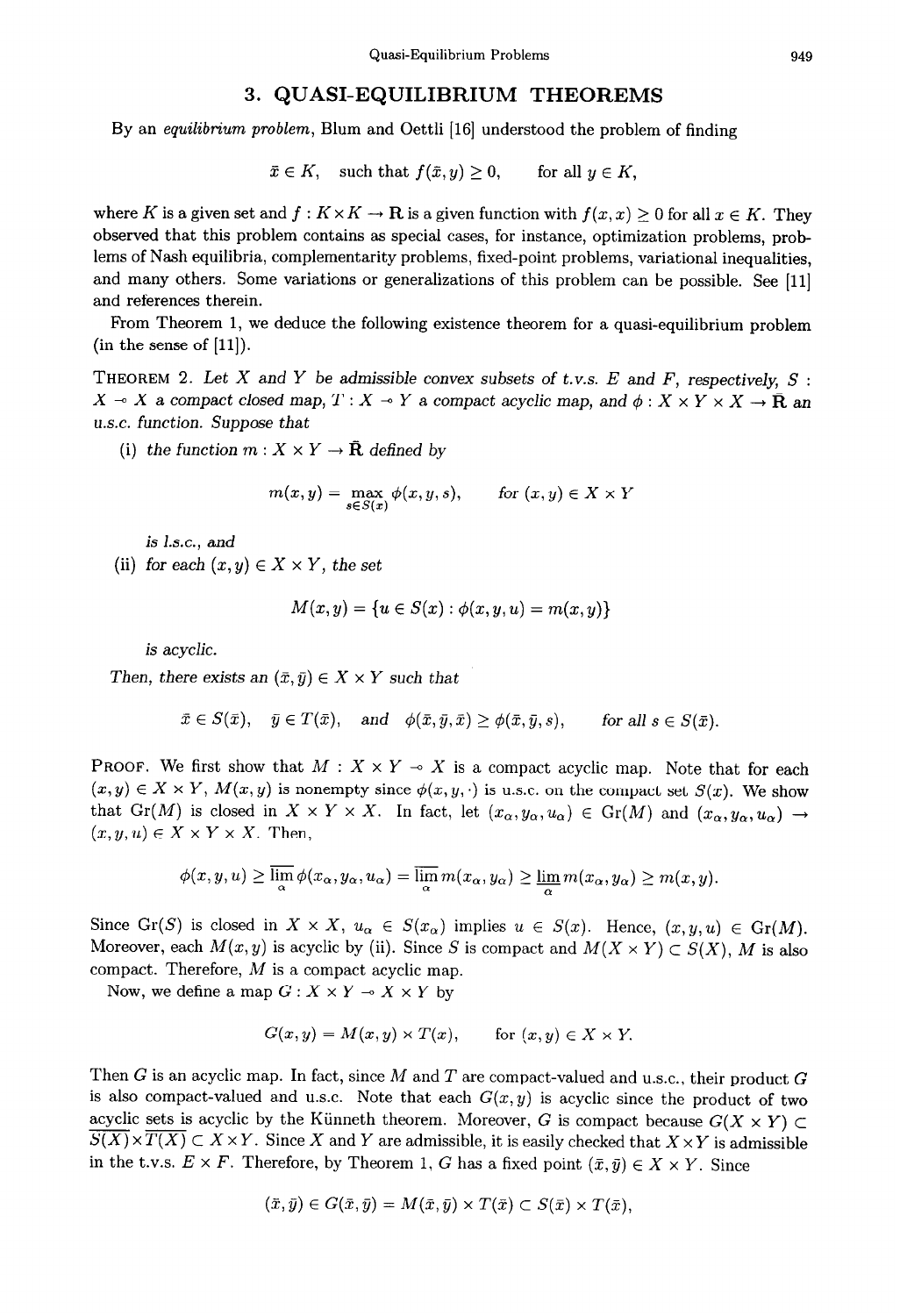## 3. QUASI-EQUILIBRIUM THEOREMS

By an *equilibrium problem*, Blum and Oettli [16] understood the problem of finding

$$\bar{x} \in K, \quad \text{such that } f(\bar{x}, y) \geq 0, \qquad \text{for all } y \in K,$$

where $K$ is a given set and $f : K \times K \to \mathbf{R}$ is a given function with $f(x,x) \geq 0$ for all $x \in K$. They observed that this problem contains as special cases, for instance, optimization problems, problems of Nash equilibria, complementarity problems, fixed-point problems, variational inequalities, and many others. Some variations or generalizations of this problem can be possible. See [11] and references therein.

From Theorem 1, we deduce the following existence theorem for a quasi-equilibrium problem (in the sense of [11]).

THEOREM 2. *Let $X$ and $Y$ be admissible convex subsets of t.v.s. $E$ and $F$, respectively, $S : X \multimap X$ a compact closed map, $T : X \multimap Y$ a compact acyclic map, and $\phi : X \times Y \times X \to \bar{\mathbf{R}}$ an u.s.c. function. Suppose that*

(i) *the function $m : X \times Y \to \bar{\mathbf{R}}$ defined by*

$$m(x,y) = \max_{s \in S(x)} \phi(x,y,s), \qquad \text{for } (x,y) \in X \times Y$$

*is l.s.c., and*

(ii) *for each $(x,y) \in X \times Y$, the set*

$$M(x,y) = \{u \in S(x) : \phi(x,y,u) = m(x,y)\}$$

*is acyclic.*

*Then, there exists an $(\bar{x}, \bar{y}) \in X \times Y$ such that*

$$\bar{x} \in S(\bar{x}), \quad \bar{y} \in T(\bar{x}), \quad \text{and} \quad \phi(\bar{x}, \bar{y}, \bar{x}) \geq \phi(\bar{x}, \bar{y}, s), \qquad \text{for all } s \in S(\bar{x}).$$

PROOF. We first show that $M : X \times Y \multimap X$ is a compact acyclic map. Note that for each $(x,y) \in X \times Y$, $M(x,y)$ is nonempty since $\phi(x,y,\cdot)$ is u.s.c. on the compact set $S(x)$. We show that $\mathrm{Gr}(M)$ is closed in $X \times Y \times X$. In fact, let $(x_\alpha, y_\alpha, u_\alpha) \in \mathrm{Gr}(M)$ and $(x_\alpha, y_\alpha, u_\alpha) \to (x,y,u) \in X \times Y \times X$. Then,

$$\phi(x,y,u) \geq \overline{\lim_{\alpha}}\, \phi(x_\alpha, y_\alpha, u_\alpha) = \overline{\lim_{\alpha}}\, m(x_\alpha, y_\alpha) \geq \underline{\lim_{\alpha}}\, m(x_\alpha, y_\alpha) \geq m(x,y).$$

Since $\mathrm{Gr}(S)$ is closed in $X \times X$, $u_\alpha \in S(x_\alpha)$ implies $u \in S(x)$. Hence, $(x,y,u) \in \mathrm{Gr}(M)$. Moreover, each $M(x,y)$ is acyclic by (ii). Since $S$ is compact and $M(X \times Y) \subset S(X)$, $M$ is also compact. Therefore, $M$ is a compact acyclic map.

Now, we define a map $G : X \times Y \multimap X \times Y$ by

$$G(x,y) = M(x,y) \times T(x), \qquad \text{for } (x,y) \in X \times Y.$$

Then $G$ is an acyclic map. In fact, since $M$ and $T$ are compact-valued and u.s.c., their product $G$ is also compact-valued and u.s.c. Note that each $G(x,y)$ is acyclic since the product of two acyclic sets is acyclic by the Künneth theorem. Moreover, $G$ is compact because $G(X \times Y) \subset \overline{S(X)} \times \overline{T(X)} \subset X \times Y$. Since $X$ and $Y$ are admissible, it is easily checked that $X \times Y$ is admissible in the t.v.s. $E \times F$. Therefore, by Theorem 1, $G$ has a fixed point $(\bar{x}, \bar{y}) \in X \times Y$. Since

$$(\bar{x}, \bar{y}) \in G(\bar{x}, \bar{y}) = M(\bar{x}, \bar{y}) \times T(\bar{x}) \subset S(\bar{x}) \times T(\bar{x}),$$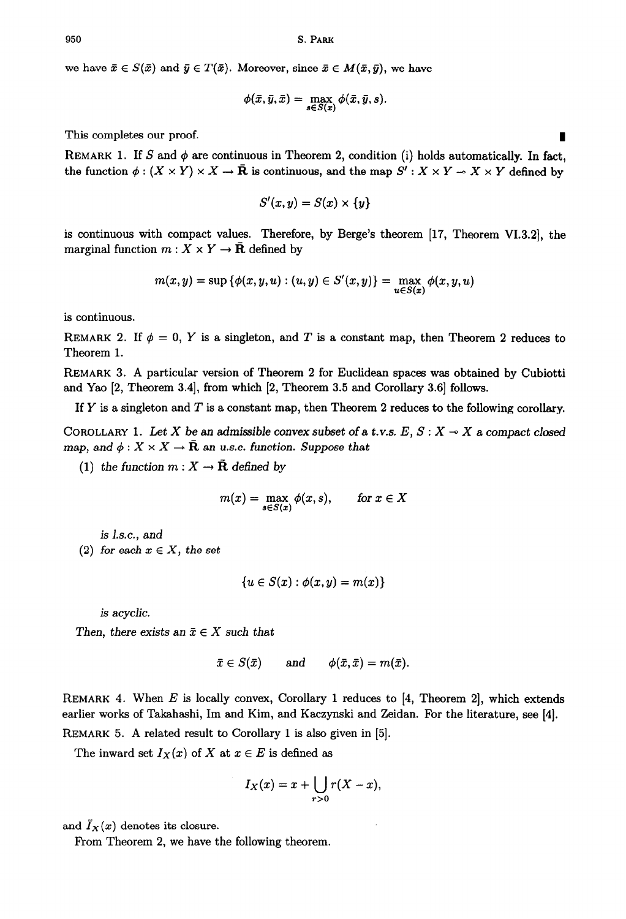we have $\bar{x} \in S(\bar{x})$ and $\bar{y} \in T(\bar{x})$. Moreover, since $\bar{x} \in M(\bar{x}, \bar{y})$, we have

$$\phi(\bar{x}, \bar{y}, \bar{x}) = \max_{s \in S(\bar{x})} \phi(\bar{x}, \bar{y}, s).$$

This completes our proof. ∎

REMARK 1. If $S$ and $\phi$ are continuous in Theorem 2, condition (i) holds automatically. In fact, the function $\phi : (X \times Y) \times X \to \bar{\mathbf{R}}$ is continuous, and the map $S' : X \times Y \multimap X \times Y$ defined by

$$S'(x, y) = S(x) \times \{y\}$$

is continuous with compact values. Therefore, by Berge's theorem [17, Theorem VI.3.2], the marginal function $m : X \times Y \to \bar{\mathbf{R}}$ defined by

$$m(x, y) = \sup \{\phi(x, y, u) : (u, y) \in S'(x, y)\} = \max_{u \in S(x)} \phi(x, y, u)$$

is continuous.

REMARK 2. If $\phi = 0$, $Y$ is a singleton, and $T$ is a constant map, then Theorem 2 reduces to Theorem 1.

REMARK 3. A particular version of Theorem 2 for Euclidean spaces was obtained by Cubiotti and Yao [2, Theorem 3.4], from which [2, Theorem 3.5 and Corollary 3.6] follows.

If $Y$ is a singleton and $T$ is a constant map, then Theorem 2 reduces to the following corollary.

COROLLARY 1. *Let $X$ be an admissible convex subset of a t.v.s. $E$, $S : X \multimap X$ a compact closed map, and $\phi : X \times X \to \bar{\mathbf{R}}$ an u.s.c. function. Suppose that*

(1) *the function $m : X \to \bar{\mathbf{R}}$ defined by*

$$m(x) = \max_{s \in S(x)} \phi(x, s), \qquad \text{for } x \in X$$

*is l.s.c., and*

(2) *for each $x \in X$, the set*

$$\{u \in S(x) : \phi(x, y) = m(x)\}$$

*is acyclic.*

*Then, there exists an $\bar{x} \in X$ such that*

$$\bar{x} \in S(\bar{x}) \qquad \text{and} \qquad \phi(\bar{x}, \bar{x}) = m(\bar{x}).$$

REMARK 4. When $E$ is locally convex, Corollary 1 reduces to [4, Theorem 2], which extends earlier works of Takahashi, Im and Kim, and Kaczynski and Zeidan. For the literature, see [4].

REMARK 5. A related result to Corollary 1 is also given in [5].

The inward set $I_X(x)$ of $X$ at $x \in E$ is defined as

$$I_X(x) = x + \bigcup_{r > 0} r(X - x),$$

and $\bar{I}_X(x)$ denotes its closure.

From Theorem 2, we have the following theorem.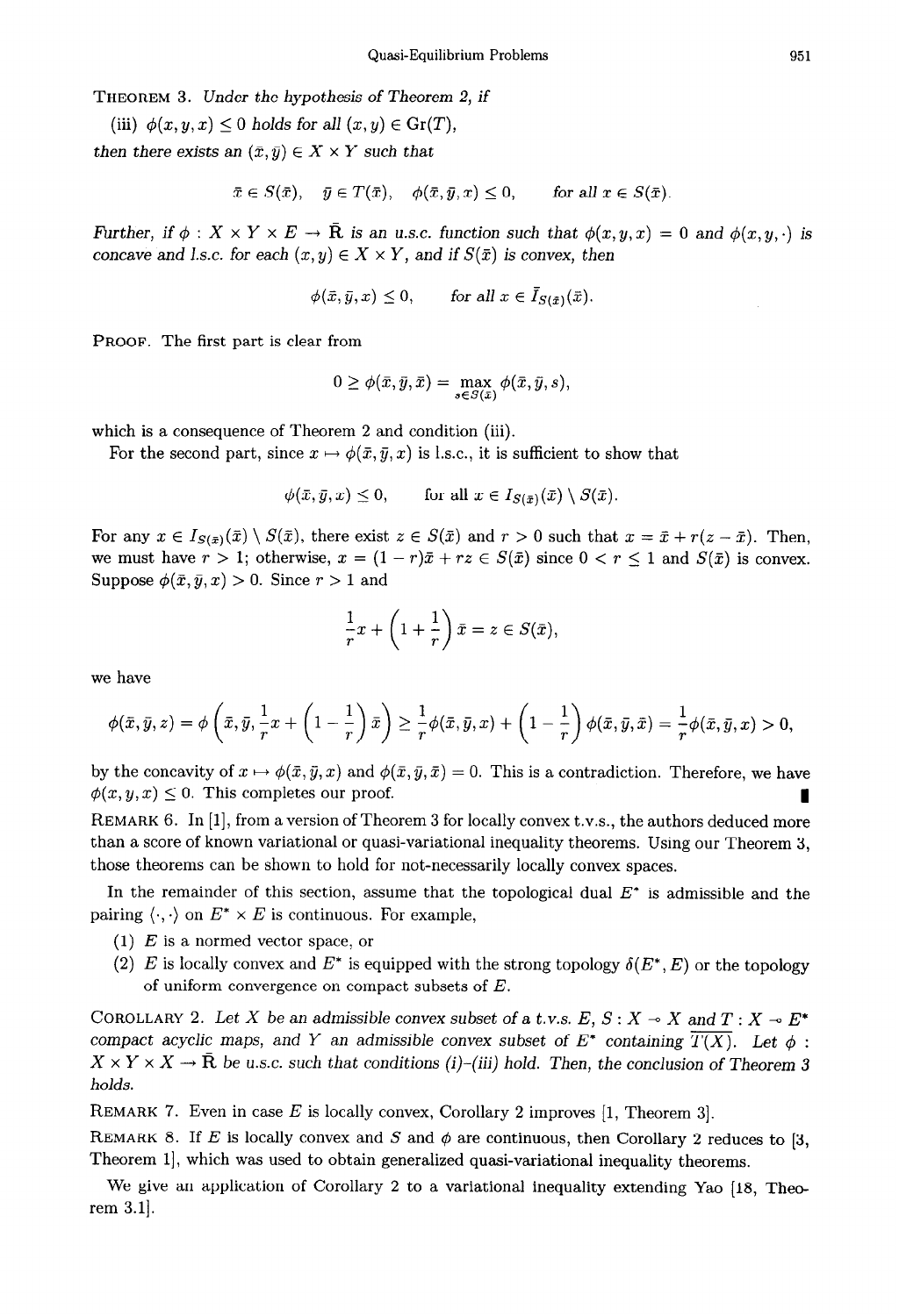THEOREM 3. *Under the hypothesis of Theorem 2, if*

(iii) $\phi(x, y, x) \leq 0$ *holds for all* $(x, y) \in \mathrm{Gr}(T)$,

*then there exists an* $(\bar{x}, \bar{y}) \in X \times Y$ *such that*

$$\bar{x} \in S(\bar{x}), \quad \bar{y} \in T(\bar{x}), \quad \phi(\bar{x}, \bar{y}, x) \leq 0, \qquad \text{for all } x \in S(\bar{x}).$$

*Further, if* $\phi : X \times Y \times E \to \bar{\mathbf{R}}$ *is an u.s.c. function such that* $\phi(x, y, x) = 0$ *and* $\phi(x, y, \cdot)$ *is concave and l.s.c. for each* $(x, y) \in X \times Y$, *and if* $S(\bar{x})$ *is convex, then*

$$\phi(\bar{x}, \bar{y}, x) \leq 0, \qquad \text{for all } x \in \bar{I}_{S(\bar{x})}(\bar{x}).$$

PROOF. The first part is clear from

$$0 \geq \phi(\bar{x}, \bar{y}, \bar{x}) = \max_{s \in S(\bar{x})} \phi(\bar{x}, \bar{y}, s),$$

which is a consequence of Theorem 2 and condition (iii).

For the second part, since $x \mapsto \phi(\bar{x}, \bar{y}, x)$ is l.s.c., it is sufficient to show that

$$\phi(\bar{x}, \bar{y}, x) \leq 0, \qquad \text{for all } x \in I_{S(\bar{x})}(\bar{x}) \setminus S(\bar{x}).$$

For any $x \in I_{S(\bar{x})}(\bar{x}) \setminus S(\bar{x})$, there exist $z \in S(\bar{x})$ and $r > 0$ such that $x = \bar{x} + r(z - \bar{x})$. Then, we must have $r > 1$; otherwise, $x = (1 - r)\bar{x} + rz \in S(\bar{x})$ since $0 < r \leq 1$ and $S(\bar{x})$ is convex. Suppose $\phi(\bar{x}, \bar{y}, x) > 0$. Since $r > 1$ and

$$\frac{1}{r}x + \left(1 + \frac{1}{r}\right)\bar{x} = z \in S(\bar{x}),$$

we have

$$\phi(\bar{x}, \bar{y}, z) = \phi\left(\bar{x}, \bar{y}, \frac{1}{r}x + \left(1 - \frac{1}{r}\right)\bar{x}\right) \geq \frac{1}{r}\phi(\bar{x}, \bar{y}, x) + \left(1 - \frac{1}{r}\right)\phi(\bar{x}, \bar{y}, \bar{x}) = \frac{1}{r}\phi(\bar{x}, \bar{y}, x) > 0,$$

by the concavity of $x \mapsto \phi(\bar{x}, \bar{y}, x)$ and $\phi(\bar{x}, \bar{y}, \bar{x}) = 0$. This is a contradiction. Therefore, we have $\phi(x, y, x) \leq 0$. This completes our proof. ∎

REMARK 6. In [1], from a version of Theorem 3 for locally convex t.v.s., the authors deduced more than a score of known variational or quasi-variational inequality theorems. Using our Theorem 3, those theorems can be shown to hold for not-necessarily locally convex spaces.

In the remainder of this section, assume that the topological dual $E^*$ is admissible and the pairing $\langle \cdot, \cdot \rangle$ on $E^* \times E$ is continuous. For example,

(1) $E$ is a normed vector space, or
(2) $E$ is locally convex and $E^*$ is equipped with the strong topology $\delta(E^*, E)$ or the topology of uniform convergence on compact subsets of $E$.

COROLLARY 2. *Let* $X$ *be an admissible convex subset of a t.v.s.* $E$, $S : X \multimap X$ *and* $T : X \multimap E^*$ *compact acyclic maps, and* $Y$ *an admissible convex subset of* $E^*$ *containing* $\overline{T(X)}$. *Let* $\phi : X \times Y \times X \to \bar{\mathbf{R}}$ *be u.s.c. such that conditions (i)–(iii) hold. Then, the conclusion of Theorem 3 holds.*

REMARK 7. Even in case $E$ is locally convex, Corollary 2 improves [1, Theorem 3].

REMARK 8. If $E$ is locally convex and $S$ and $\phi$ are continuous, then Corollary 2 reduces to [3, Theorem 1], which was used to obtain generalized quasi-variational inequality theorems.

We give an application of Corollary 2 to a variational inequality extending Yao [18, Theorem 3.1].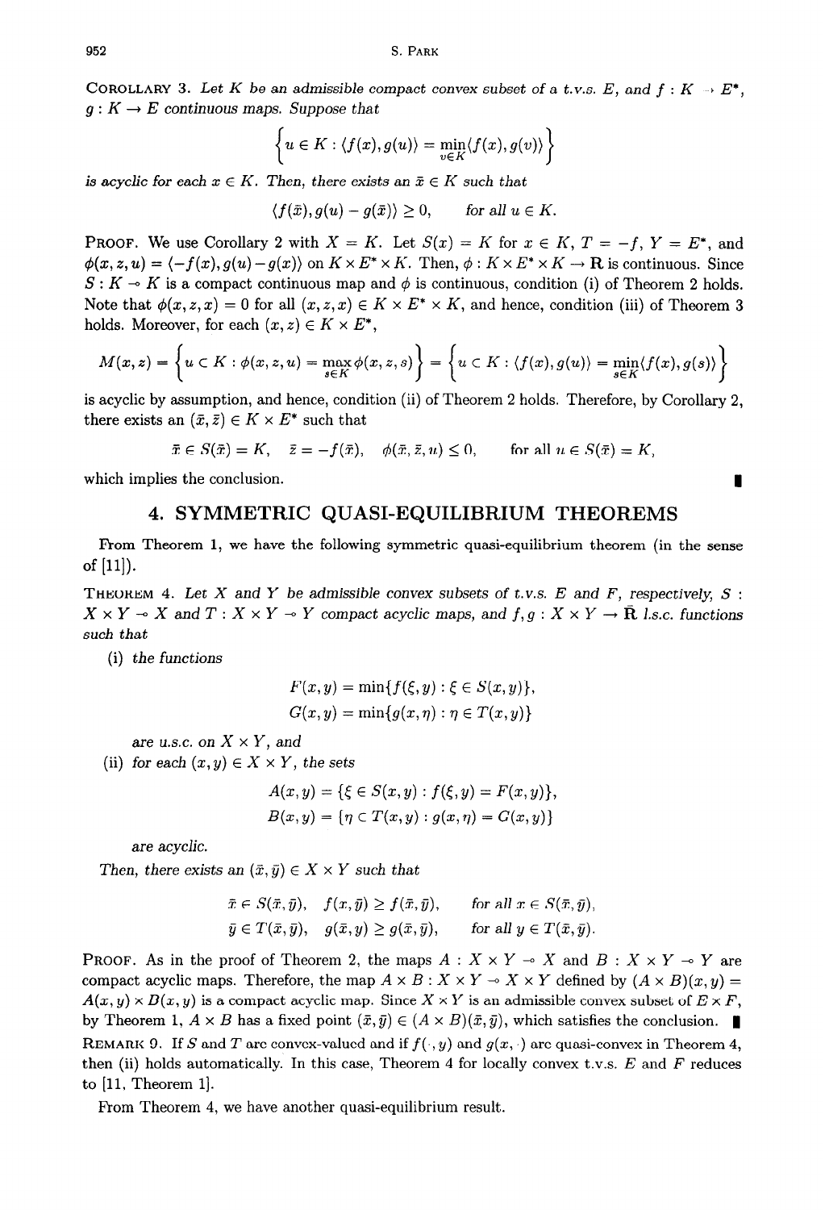COROLLARY 3. *Let $K$ be an admissible compact convex subset of a t.v.s. $E$, and $f : K \to E^*$, $g : K \to E$ continuous maps. Suppose that*

$$\left\{ u \in K : \langle f(x), g(u) \rangle = \min_{v \in K} \langle f(x), g(v) \rangle \right\}$$

*is acyclic for each $x \in K$. Then, there exists an $\bar{x} \in K$ such that*

$$\langle f(\bar{x}), g(u) - g(\bar{x}) \rangle \geq 0, \qquad \text{for all } u \in K.$$

PROOF. We use Corollary 2 with $X = K$. Let $S(x) = K$ for $x \in K$, $T = -f$, $Y = E^*$, and $\phi(x, z, u) = \langle -f(x), g(u) - g(x) \rangle$ on $K \times E^* \times K$. Then, $\phi : K \times E^* \times K \to \mathbf{R}$ is continuous. Since $S : K \multimap K$ is a compact continuous map and $\phi$ is continuous, condition (i) of Theorem 2 holds. Note that $\phi(x, z, x) = 0$ for all $(x, z, x) \in K \times E^* \times K$, and hence, condition (iii) of Theorem 3 holds. Moreover, for each $(x, z) \in K \times E^*$,

$$M(x, z) = \left\{ u \in K : \phi(x, z, u) = \max_{s \in K} \phi(x, z, s) \right\} = \left\{ u \in K : \langle f(x), g(u) \rangle = \min_{s \in K} \langle f(x), g(s) \rangle \right\}$$

is acyclic by assumption, and hence, condition (ii) of Theorem 2 holds. Therefore, by Corollary 2, there exists an $(\bar{x}, \bar{z}) \in K \times E^*$ such that

$$\bar{x} \in S(\bar{x}) = K, \quad \bar{z} = -f(\bar{x}), \quad \phi(\bar{x}, \bar{z}, u) \leq 0, \qquad \text{for all } u \in S(\bar{x}) = K,$$

which implies the conclusion. ∎

## 4. SYMMETRIC QUASI-EQUILIBRIUM THEOREMS

From Theorem 1, we have the following symmetric quasi-equilibrium theorem (in the sense of [11]).

THEOREM 4. *Let $X$ and $Y$ be admissible convex subsets of t.v.s. $E$ and $F$, respectively, $S : X \times Y \multimap X$ and $T : X \times Y \multimap Y$ compact acyclic maps, and $f, g : X \times Y \to \bar{\mathbf{R}}$ l.s.c. functions such that*

(i) *the functions*

$$F(x, y) = \min\{f(\xi, y) : \xi \in S(x, y)\},$$
$$G(x, y) = \min\{g(x, \eta) : \eta \in T(x, y)\}$$

*are u.s.c. on $X \times Y$, and*

(ii) *for each $(x, y) \in X \times Y$, the sets*

$$A(x, y) = \{\xi \in S(x, y) : f(\xi, y) = F(x, y)\},$$
$$B(x, y) = \{\eta \in T(x, y) : g(x, \eta) = G(x, y)\}$$

*are acyclic.*

*Then, there exists an $(\bar{x}, \bar{y}) \in X \times Y$ such that*

$$\bar{x} \in S(\bar{x}, \bar{y}), \quad f(x, \bar{y}) \geq f(\bar{x}, \bar{y}), \qquad \text{for all } x \in S(\bar{x}, \bar{y}),$$
$$\bar{y} \in T(\bar{x}, \bar{y}), \quad g(\bar{x}, y) \geq g(\bar{x}, \bar{y}), \qquad \text{for all } y \in T(\bar{x}, \bar{y}).$$

PROOF. As in the proof of Theorem 2, the maps $A : X \times Y \multimap X$ and $B : X \times Y \multimap Y$ are compact acyclic maps. Therefore, the map $A \times B : X \times Y \multimap X \times Y$ defined by $(A \times B)(x, y) = A(x, y) \times B(x, y)$ is a compact acyclic map. Since $X \times Y$ is an admissible convex subset of $E \times F$, by Theorem 1, $A \times B$ has a fixed point $(\bar{x}, \bar{y}) \in (A \times B)(\bar{x}, \bar{y})$, which satisfies the conclusion. ∎

REMARK 9. If $S$ and $T$ are convex-valued and if $f(\cdot, y)$ and $g(x, \cdot)$ are quasi-convex in Theorem 4, then (ii) holds automatically. In this case, Theorem 4 for locally convex t.v.s. $E$ and $F$ reduces to [11, Theorem 1].

From Theorem 4, we have another quasi-equilibrium result.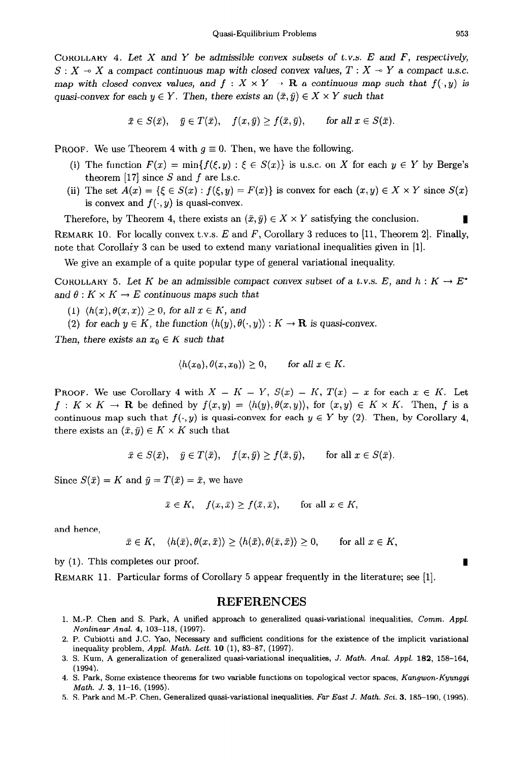COROLLARY 4. *Let $X$ and $Y$ be admissible convex subsets of t.v.s. $E$ and $F$, respectively, $S : X \multimap X$ a compact continuous map with closed convex values, $T : X \multimap Y$ a compact u.s.c. map with closed convex values, and $f : X \times Y \to \mathbf{R}$ a continuous map such that $f(\cdot, y)$ is quasi-convex for each $y \in Y$. Then, there exists an $(\bar{x}, \bar{y}) \in X \times Y$ such that*

$$\bar{x} \in S(\bar{x}), \quad \bar{y} \in T(\bar{x}), \quad f(x, \bar{y}) \geq f(\bar{x}, \bar{y}), \qquad \text{for all } x \in S(\bar{x}).$$

PROOF. We use Theorem 4 with $g \equiv 0$. Then, we have the following.

(i) The function $F(x) = \min\{f(\xi, y) : \xi \in S(x)\}$ is u.s.c. on $X$ for each $y \in Y$ by Berge's theorem [17] since $S$ and $f$ are l.s.c.

(ii) The set $A(x) = \{\xi \in S(x) : f(\xi, y) = F(x)\}$ is convex for each $(x, y) \in X \times Y$ since $S(x)$ is convex and $f(\cdot, y)$ is quasi-convex.

Therefore, by Theorem 4, there exists an $(\bar{x}, \bar{y}) \in X \times Y$ satisfying the conclusion. ∎

REMARK 10. For locally convex t.v.s. $E$ and $F$, Corollary 3 reduces to [11, Theorem 2]. Finally, note that Corollary 3 can be used to extend many variational inequalities given in [1].

We give an example of a quite popular type of general variational inequality.

COROLLARY 5. *Let $K$ be an admissible compact convex subset of a t.v.s. $E$, and $h : K \to E^*$ and $\theta : K \times K \to E$ continuous maps such that*

(1) *$\langle h(x), \theta(x, x) \rangle \geq 0$, for all $x \in K$, and*

(2) *for each $y \in K$, the function $\langle h(y), \theta(\cdot, y) \rangle : K \to \mathbf{R}$ is quasi-convex.*

*Then, there exists an $x_0 \in K$ such that*

$$\langle h(x_0), \theta(x, x_0) \rangle \geq 0, \qquad \text{for all } x \in K.$$

PROOF. We use Corollary 4 with $X = K = Y$, $S(x) = K$, $T(x) = x$ for each $x \in K$. Let $f : K \times K \to \mathbf{R}$ be defined by $f(x, y) = \langle h(y), \theta(x, y) \rangle$, for $(x, y) \in K \times K$. Then, $f$ is a continuous map such that $f(\cdot, y)$ is quasi-convex for each $y \in Y$ by (2). Then, by Corollary 4, there exists an $(\bar{x}, \bar{y}) \in K \times K$ such that

$$\bar{x} \in S(\bar{x}), \quad \bar{y} \in T(\bar{x}), \quad f(x, \bar{y}) \geq f(\bar{x}, \bar{y}), \qquad \text{for all } x \in S(\bar{x}).$$

Since $S(\bar{x}) = K$ and $\bar{y} = T(\bar{x}) = \bar{x}$, we have

$$\bar{x} \in K, \quad f(x, \bar{x}) \geq f(\bar{x}, \bar{x}), \qquad \text{for all } x \in K,$$

and hence,

$$\bar{x} \in K, \quad \langle h(\bar{x}), \theta(x, \bar{x}) \rangle \geq \langle h(\bar{x}), \theta(\bar{x}, \bar{x}) \rangle \geq 0, \qquad \text{for all } x \in K,$$

by (1). This completes our proof. ∎

REMARK 11. Particular forms of Corollary 5 appear frequently in the literature; see [1].

## REFERENCES

1. M.-P. Chen and S. Park, A unified approach to generalized quasi-variational inequalities, *Comm. Appl. Nonlinear Anal.* **4**, 103–118, (1997).
2. P. Cubiotti and J.C. Yao, Necessary and sufficient conditions for the existence of the implicit variational inequality problem, *Appl. Math. Lett.* **10** (1), 83–87, (1997).
3. S. Kum, A generalization of generalized quasi-variational inequalities, *J. Math. Anal. Appl.* **182**, 158–164, (1994).
4. S. Park, Some existence theorems for two variable functions on topological vector spaces, *Kangwon-Kyungki Math. J.* **3**, 11–16, (1995).
5. S. Park and M.-P. Chen, Generalized quasi-variational inequalities, *Far East J. Math. Sci.* **3**, 185–190, (1995).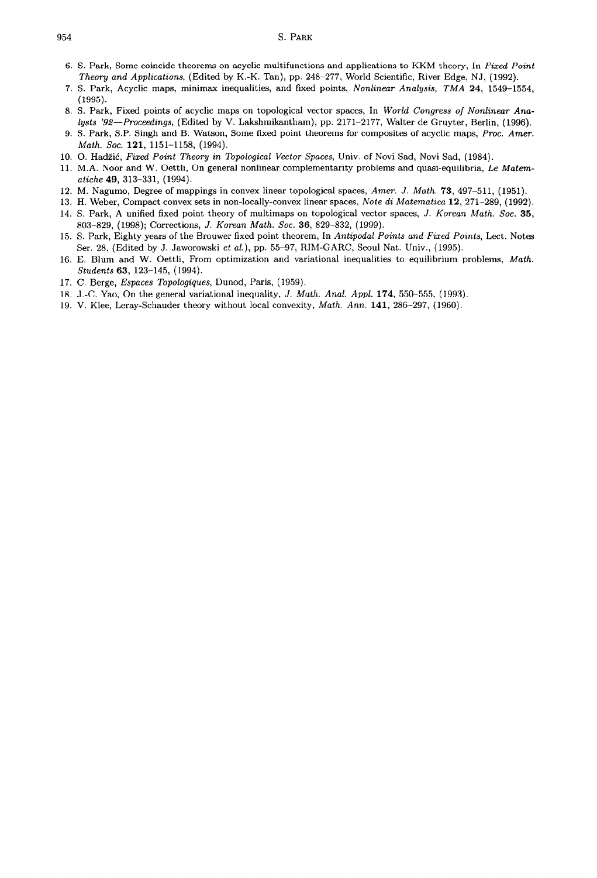6. S. Park, Some coincide theorems on acyclic multifunctions and applications to KKM theory, In *Fixed Point Theory and Applications*, (Edited by K.-K. Tan), pp. 248–277, World Scientific, River Edge, NJ, (1992).
7. S. Park, Acyclic maps, minimax inequalities, and fixed points, *Nonlinear Analysis, TMA* **24**, 1549–1554, (1995).
8. S. Park, Fixed points of acyclic maps on topological vector spaces, In *World Congress of Nonlinear Analysts '92—Proceedings*, (Edited by V. Lakshmikantham), pp. 2171–2177, Walter de Gruyter, Berlin, (1996).
9. S. Park, S.P. Singh and B. Watson, Some fixed point theorems for composites of acyclic maps, *Proc. Amer. Math. Soc.* **121**, 1151–1158, (1994).
10. O. Hadžić, *Fixed Point Theory in Topological Vector Spaces*, Univ. of Novi Sad, Novi Sad, (1984).
11. M.A. Noor and W. Oettli, On general nonlinear complementarity problems and quasi-equilibria, *Le Matematiche* **49**, 313–331, (1994).
12. M. Nagumo, Degree of mappings in convex linear topological spaces, *Amer. J. Math.* **73**, 497–511, (1951).
13. H. Weber, Compact convex sets in non-locally-convex linear spaces, *Note di Matematica* **12**, 271–289, (1992).
14. S. Park, A unified fixed point theory of multimaps on topological vector spaces, *J. Korean Math. Soc.* **35**, 803–829, (1998); Corrections, *J. Korean Math. Soc.* **36**, 829–832, (1999).
15. S. Park, Eighty years of the Brouwer fixed point theorem, In *Antipodal Points and Fixed Points*, Lect. Notes Ser. 28, (Edited by J. Jaworowski *et al.*), pp. 55–97, RIM-GARC, Seoul Nat. Univ., (1995).
16. E. Blum and W. Oettli, From optimization and variational inequalities to equilibrium problems, *Math. Students* **63**, 123–145, (1994).
17. C. Berge, *Espaces Topologiques*, Dunod, Paris, (1959).
18. J.-C. Yao, On the general variational inequality, *J. Math. Anal. Appl.* **174**, 550–555, (1993).
19. V. Klee, Leray-Schauder theory without local convexity, *Math. Ann.* **141**, 286–297, (1960).